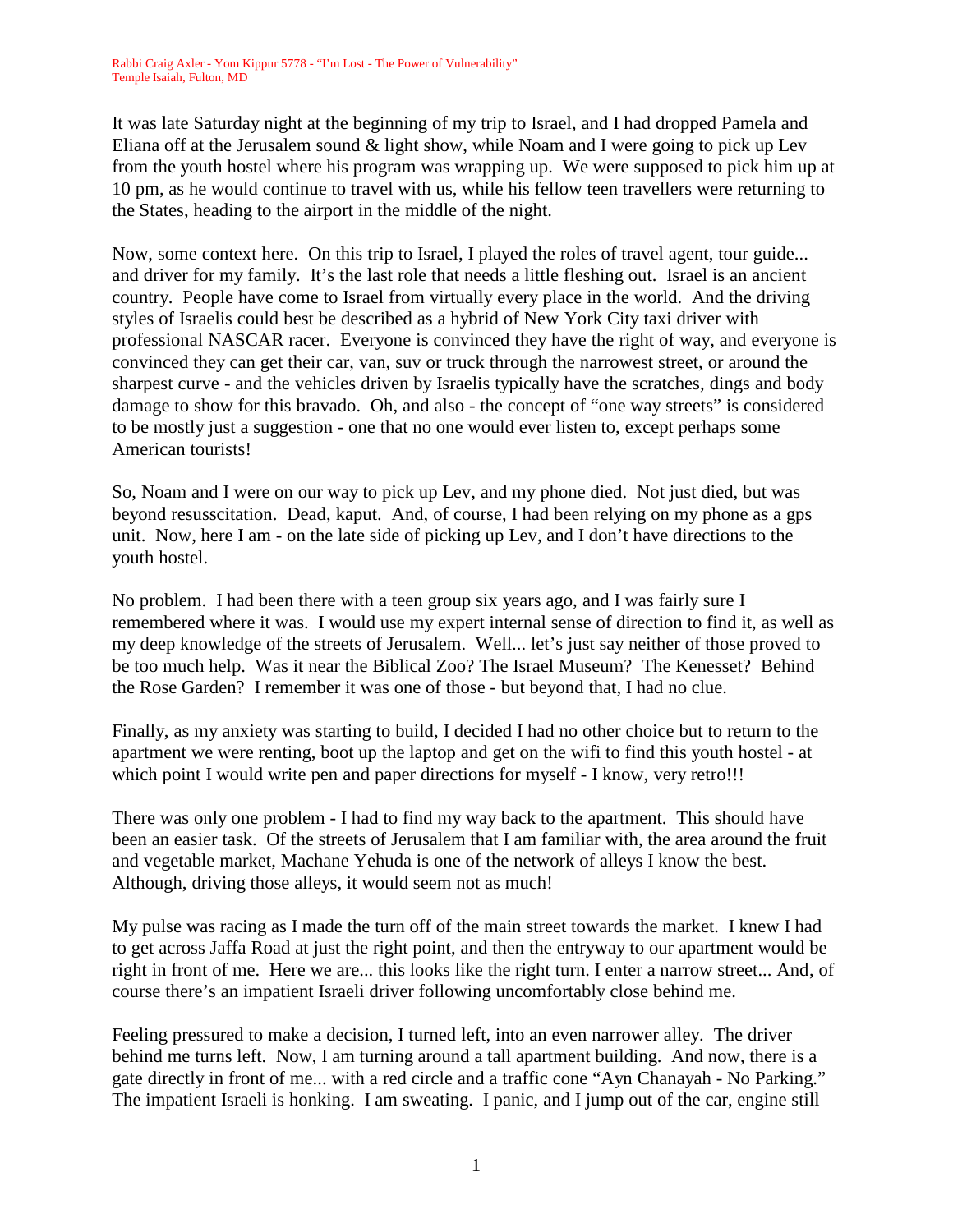Rabbi Craig Axler - Yom Kippur 5778 - "I'm Lost - The Power of Vulnerability"
Temple Isaiah, Fulton, MD

It was late Saturday night at the beginning of my trip to Israel, and I had dropped Pamela and Eliana off at the Jerusalem sound & light show, while Noam and I were going to pick up Lev from the youth hostel where his program was wrapping up. We were supposed to pick him up at 10 pm, as he would continue to travel with us, while his fellow teen travellers were returning to the States, heading to the airport in the middle of the night.

Now, some context here. On this trip to Israel, I played the roles of travel agent, tour guide... and driver for my family. It's the last role that needs a little fleshing out. Israel is an ancient country. People have come to Israel from virtually every place in the world. And the driving styles of Israelis could best be described as a hybrid of New York City taxi driver with professional NASCAR racer. Everyone is convinced they have the right of way, and everyone is convinced they can get their car, van, suv or truck through the narrowest street, or around the sharpest curve - and the vehicles driven by Israelis typically have the scratches, dings and body damage to show for this bravado. Oh, and also - the concept of "one way streets" is considered to be mostly just a suggestion - one that no one would ever listen to, except perhaps some American tourists!

So, Noam and I were on our way to pick up Lev, and my phone died. Not just died, but was beyond resusscitation. Dead, kaput. And, of course, I had been relying on my phone as a gps unit. Now, here I am - on the late side of picking up Lev, and I don't have directions to the youth hostel.

No problem. I had been there with a teen group six years ago, and I was fairly sure I remembered where it was. I would use my expert internal sense of direction to find it, as well as my deep knowledge of the streets of Jerusalem. Well... let's just say neither of those proved to be too much help. Was it near the Biblical Zoo? The Israel Museum? The Kenesset? Behind the Rose Garden? I remember it was one of those - but beyond that, I had no clue.

Finally, as my anxiety was starting to build, I decided I had no other choice but to return to the apartment we were renting, boot up the laptop and get on the wifi to find this youth hostel - at which point I would write pen and paper directions for myself - I know, very retro!!!

There was only one problem - I had to find my way back to the apartment. This should have been an easier task. Of the streets of Jerusalem that I am familiar with, the area around the fruit and vegetable market, Machane Yehuda is one of the network of alleys I know the best. Although, driving those alleys, it would seem not as much!

My pulse was racing as I made the turn off of the main street towards the market. I knew I had to get across Jaffa Road at just the right point, and then the entryway to our apartment would be right in front of me. Here we are... this looks like the right turn. I enter a narrow street... And, of course there's an impatient Israeli driver following uncomfortably close behind me.

Feeling pressured to make a decision, I turned left, into an even narrower alley. The driver behind me turns left. Now, I am turning around a tall apartment building. And now, there is a gate directly in front of me... with a red circle and a traffic cone "Ayn Chanayah - No Parking." The impatient Israeli is honking. I am sweating. I panic, and I jump out of the car, engine still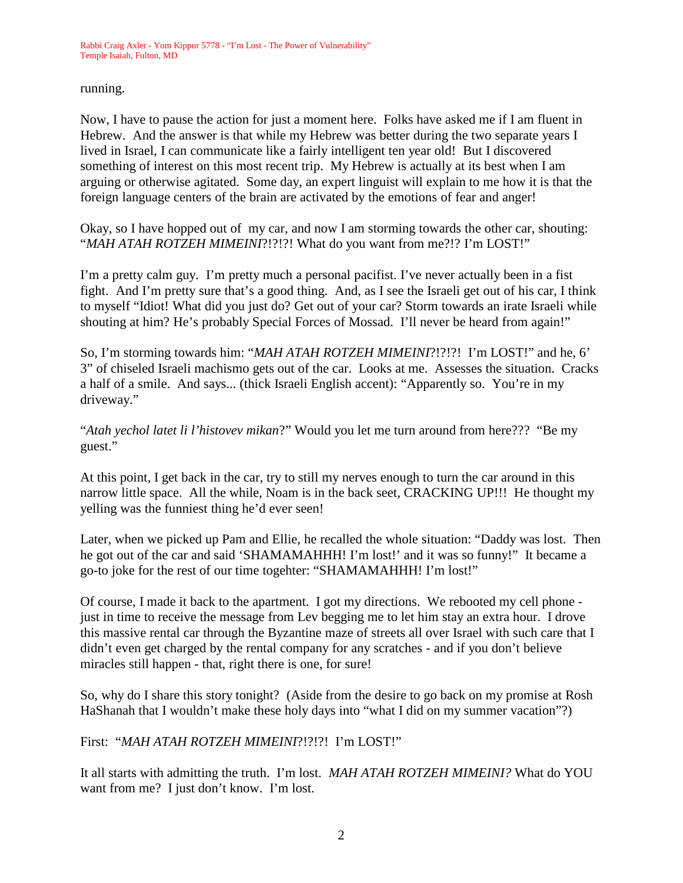running.

Now, I have to pause the action for just a moment here. Folks have asked me if I am fluent in Hebrew. And the answer is that while my Hebrew was better during the two separate years I lived in Israel, I can communicate like a fairly intelligent ten year old! But I discovered something of interest on this most recent trip. My Hebrew is actually at its best when I am arguing or otherwise agitated. Some day, an expert linguist will explain to me how it is that the foreign language centers of the brain are activated by the emotions of fear and anger!

Okay, so I have hopped out of my car, and now I am storming towards the other car, shouting: "*MAH ATAH ROTZEH MIMEINI*?!?!?! What do you want from me?!? I'm LOST!"

I'm a pretty calm guy. I'm pretty much a personal pacifist. I've never actually been in a fist fight. And I'm pretty sure that's a good thing. And, as I see the Israeli get out of his car, I think to myself "Idiot! What did you just do? Get out of your car? Storm towards an irate Israeli while shouting at him? He's probably Special Forces of Mossad. I'll never be heard from again!"

So, I'm storming towards him: "*MAH ATAH ROTZEH MIMEINI*?!?!?! I'm LOST!" and he, 6' 3" of chiseled Israeli machismo gets out of the car. Looks at me. Assesses the situation. Cracks a half of a smile. And says... (thick Israeli English accent): "Apparently so. You're in my driveway."

"*Atah yechol latet li l'histovev mikan*?" Would you let me turn around from here??? "Be my guest."

At this point, I get back in the car, try to still my nerves enough to turn the car around in this narrow little space. All the while, Noam is in the back seet, CRACKING UP!!! He thought my yelling was the funniest thing he'd ever seen!

Later, when we picked up Pam and Ellie, he recalled the whole situation: "Daddy was lost. Then he got out of the car and said 'SHAMAMAHHH! I'm lost!' and it was so funny!" It became a go-to joke for the rest of our time togehter: "SHAMAMAHHH! I'm lost!"

Of course, I made it back to the apartment. I got my directions. We rebooted my cell phone - just in time to receive the message from Lev begging me to let him stay an extra hour. I drove this massive rental car through the Byzantine maze of streets all over Israel with such care that I didn't even get charged by the rental company for any scratches - and if you don't believe miracles still happen - that, right there is one, for sure!

So, why do I share this story tonight? (Aside from the desire to go back on my promise at Rosh HaShanah that I wouldn't make these holy days into "what I did on my summer vacation"?)

First: "*MAH ATAH ROTZEH MIMEINI*?!?!?! I'm LOST!"

It all starts with admitting the truth. I'm lost. *MAH ATAH ROTZEH MIMEINI?* What do YOU want from me? I just don't know. I'm lost.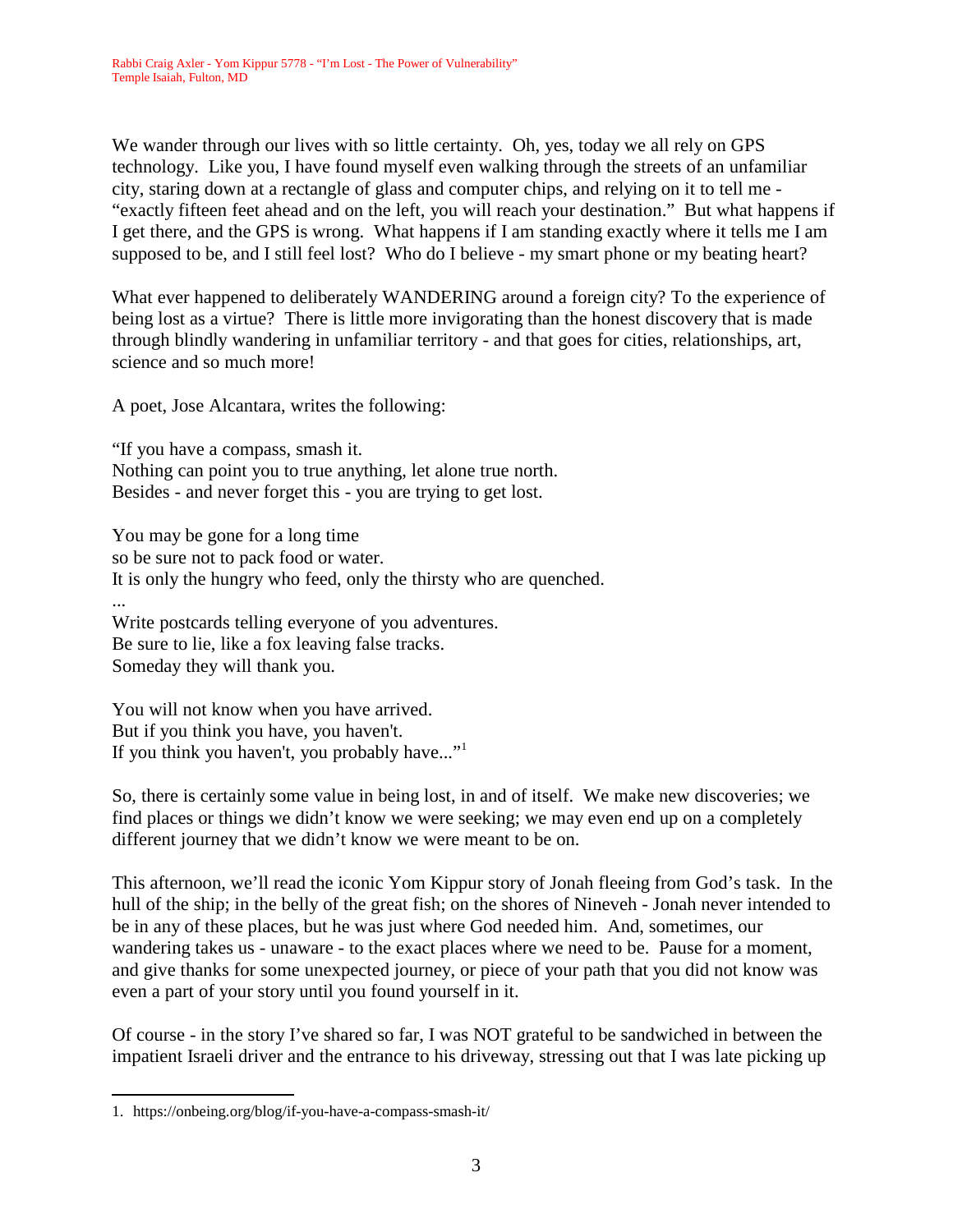We wander through our lives with so little certainty. Oh, yes, today we all rely on GPS technology. Like you, I have found myself even walking through the streets of an unfamiliar city, staring down at a rectangle of glass and computer chips, and relying on it to tell me - "exactly fifteen feet ahead and on the left, you will reach your destination." But what happens if I get there, and the GPS is wrong. What happens if I am standing exactly where it tells me I am supposed to be, and I still feel lost? Who do I believe - my smart phone or my beating heart?

What ever happened to deliberately WANDERING around a foreign city? To the experience of being lost as a virtue? There is little more invigorating than the honest discovery that is made through blindly wandering in unfamiliar territory - and that goes for cities, relationships, art, science and so much more!

A poet, Jose Alcantara, writes the following:

"If you have a compass, smash it.
Nothing can point you to true anything, let alone true north.
Besides - and never forget this - you are trying to get lost.

You may be gone for a long time
so be sure not to pack food or water.
It is only the hungry who feed, only the thirsty who are quenched.
...
Write postcards telling everyone of you adventures.
Be sure to lie, like a fox leaving false tracks.
Someday they will thank you.

You will not know when you have arrived.
But if you think you have, you haven't.
If you think you haven't, you probably have..."[1]

So, there is certainly some value in being lost, in and of itself. We make new discoveries; we find places or things we didn't know we were seeking; we may even end up on a completely different journey that we didn't know we were meant to be on.

This afternoon, we'll read the iconic Yom Kippur story of Jonah fleeing from God's task. In the hull of the ship; in the belly of the great fish; on the shores of Nineveh - Jonah never intended to be in any of these places, but he was just where God needed him. And, sometimes, our wandering takes us - unaware - to the exact places where we need to be. Pause for a moment, and give thanks for some unexpected journey, or piece of your path that you did not know was even a part of your story until you found yourself in it.

Of course - in the story I've shared so far, I was NOT grateful to be sandwiched in between the impatient Israeli driver and the entrance to his driveway, stressing out that I was late picking up

1. https://onbeing.org/blog/if-you-have-a-compass-smash-it/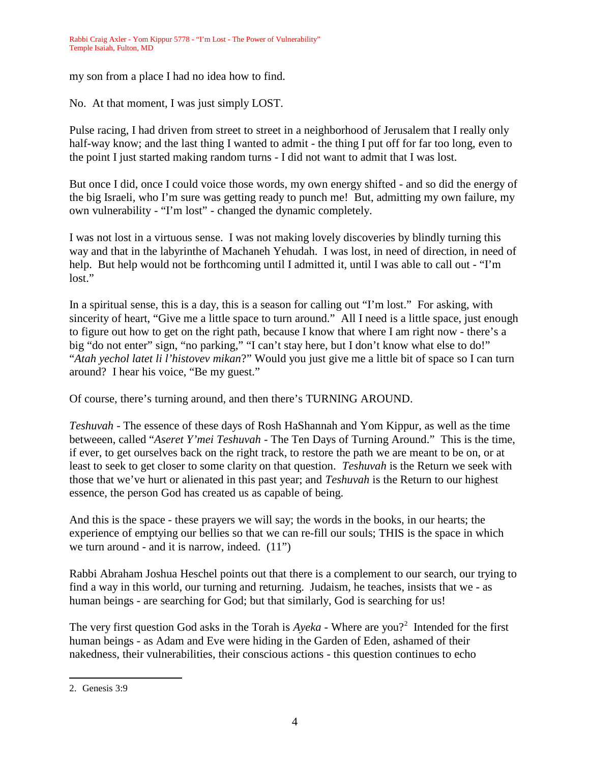my son from a place I had no idea how to find.

No. At that moment, I was just simply LOST.

Pulse racing, I had driven from street to street in a neighborhood of Jerusalem that I really only half-way know; and the last thing I wanted to admit - the thing I put off for far too long, even to the point I just started making random turns - I did not want to admit that I was lost.

But once I did, once I could voice those words, my own energy shifted - and so did the energy of the big Israeli, who I'm sure was getting ready to punch me! But, admitting my own failure, my own vulnerability - "I'm lost" - changed the dynamic completely.

I was not lost in a virtuous sense. I was not making lovely discoveries by blindly turning this way and that in the labyrinthe of Machaneh Yehudah. I was lost, in need of direction, in need of help. But help would not be forthcoming until I admitted it, until I was able to call out - "I'm lost."

In a spiritual sense, this is a day, this is a season for calling out "I'm lost." For asking, with sincerity of heart, "Give me a little space to turn around." All I need is a little space, just enough to figure out how to get on the right path, because I know that where I am right now - there's a big "do not enter" sign, "no parking," "I can't stay here, but I don't know what else to do!" "*Atah yechol latet li l'histovev mikan*?" Would you just give me a little bit of space so I can turn around? I hear his voice, "Be my guest."

Of course, there's turning around, and then there's TURNING AROUND.

*Teshuvah* - The essence of these days of Rosh HaShannah and Yom Kippur, as well as the time betweeen, called "*Aseret Y'mei Teshuvah* - The Ten Days of Turning Around." This is the time, if ever, to get ourselves back on the right track, to restore the path we are meant to be on, or at least to seek to get closer to some clarity on that question. *Teshuvah* is the Return we seek with those that we've hurt or alienated in this past year; and *Teshuvah* is the Return to our highest essence, the person God has created us as capable of being.

And this is the space - these prayers we will say; the words in the books, in our hearts; the experience of emptying our bellies so that we can re-fill our souls; THIS is the space in which we turn around - and it is narrow, indeed. (11")

Rabbi Abraham Joshua Heschel points out that there is a complement to our search, our trying to find a way in this world, our turning and returning. Judaism, he teaches, insists that we - as human beings - are searching for God; but that similarly, God is searching for us!

The very first question God asks in the Torah is *Ayeka* - Where are you?[2] Intended for the first human beings - as Adam and Eve were hiding in the Garden of Eden, ashamed of their nakedness, their vulnerabilities, their conscious actions - this question continues to echo

---

2. Genesis 3:9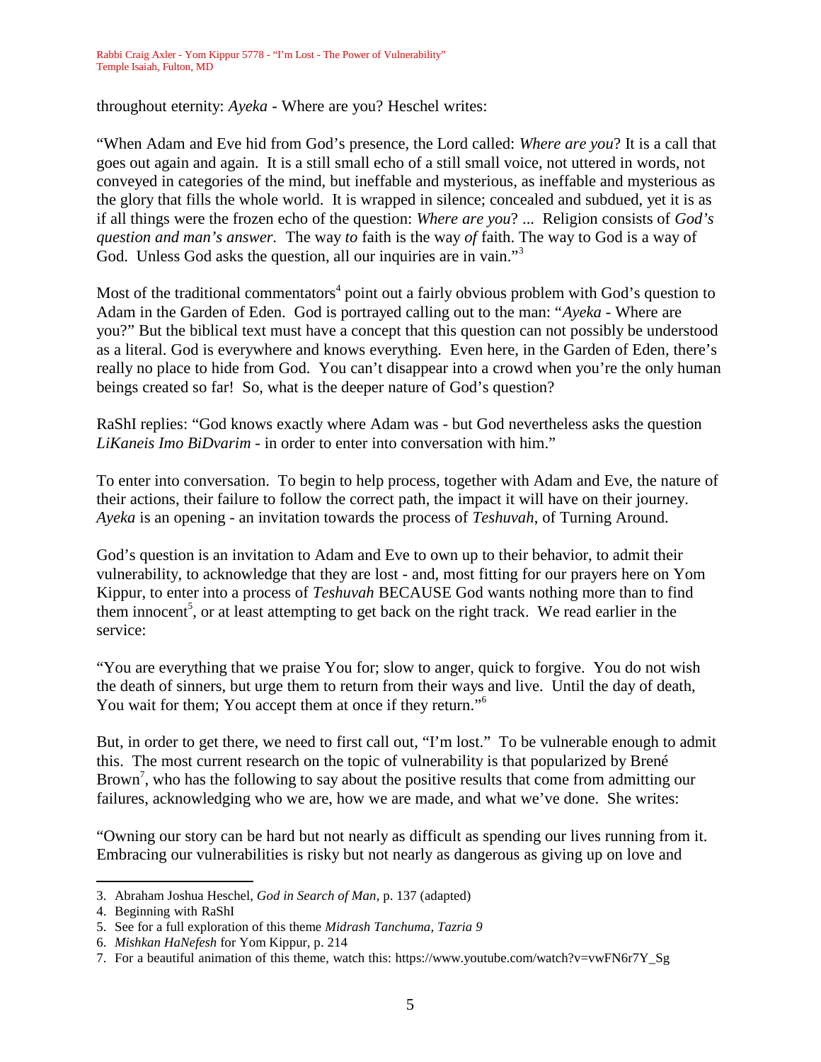throughout eternity: *Ayeka* - Where are you? Heschel writes:

"When Adam and Eve hid from God's presence, the Lord called: *Where are you*? It is a call that goes out again and again. It is a still small echo of a still small voice, not uttered in words, not conveyed in categories of the mind, but ineffable and mysterious, as ineffable and mysterious as the glory that fills the whole world. It is wrapped in silence; concealed and subdued, yet it is as if all things were the frozen echo of the question: *Where are you*? ... Religion consists of *God's question and man's answer.* The way *to* faith is the way *of* faith. The way to God is a way of God. Unless God asks the question, all our inquiries are in vain."[3]

Most of the traditional commentators[4] point out a fairly obvious problem with God's question to Adam in the Garden of Eden. God is portrayed calling out to the man: "*Ayeka* - Where are you?" But the biblical text must have a concept that this question can not possibly be understood as a literal. God is everywhere and knows everything. Even here, in the Garden of Eden, there's really no place to hide from God. You can't disappear into a crowd when you're the only human beings created so far! So, what is the deeper nature of God's question?

RaShI replies: "God knows exactly where Adam was - but God nevertheless asks the question *LiKaneis Imo BiDvarim* - in order to enter into conversation with him."

To enter into conversation. To begin to help process, together with Adam and Eve, the nature of their actions, their failure to follow the correct path, the impact it will have on their journey. *Ayeka* is an opening - an invitation towards the process of *Teshuvah*, of Turning Around.

God's question is an invitation to Adam and Eve to own up to their behavior, to admit their vulnerability, to acknowledge that they are lost - and, most fitting for our prayers here on Yom Kippur, to enter into a process of *Teshuvah* BECAUSE God wants nothing more than to find them innocent[5], or at least attempting to get back on the right track. We read earlier in the service:

"You are everything that we praise You for; slow to anger, quick to forgive. You do not wish the death of sinners, but urge them to return from their ways and live. Until the day of death, You wait for them; You accept them at once if they return."[6]

But, in order to get there, we need to first call out, "I'm lost." To be vulnerable enough to admit this. The most current research on the topic of vulnerability is that popularized by Brené Brown[7], who has the following to say about the positive results that come from admitting our failures, acknowledging who we are, how we are made, and what we've done. She writes:

"Owning our story can be hard but not nearly as difficult as spending our lives running from it. Embracing our vulnerabilities is risky but not nearly as dangerous as giving up on love and

---

3. Abraham Joshua Heschel, *God in Search of Man*, p. 137 (adapted)
4. Beginning with RaShI
5. See for a full exploration of this theme *Midrash Tanchuma, Tazria 9*
6. *Mishkan HaNefesh* for Yom Kippur, p. 214
7. For a beautiful animation of this theme, watch this: https://www.youtube.com/watch?v=vwFN6r7Y_Sg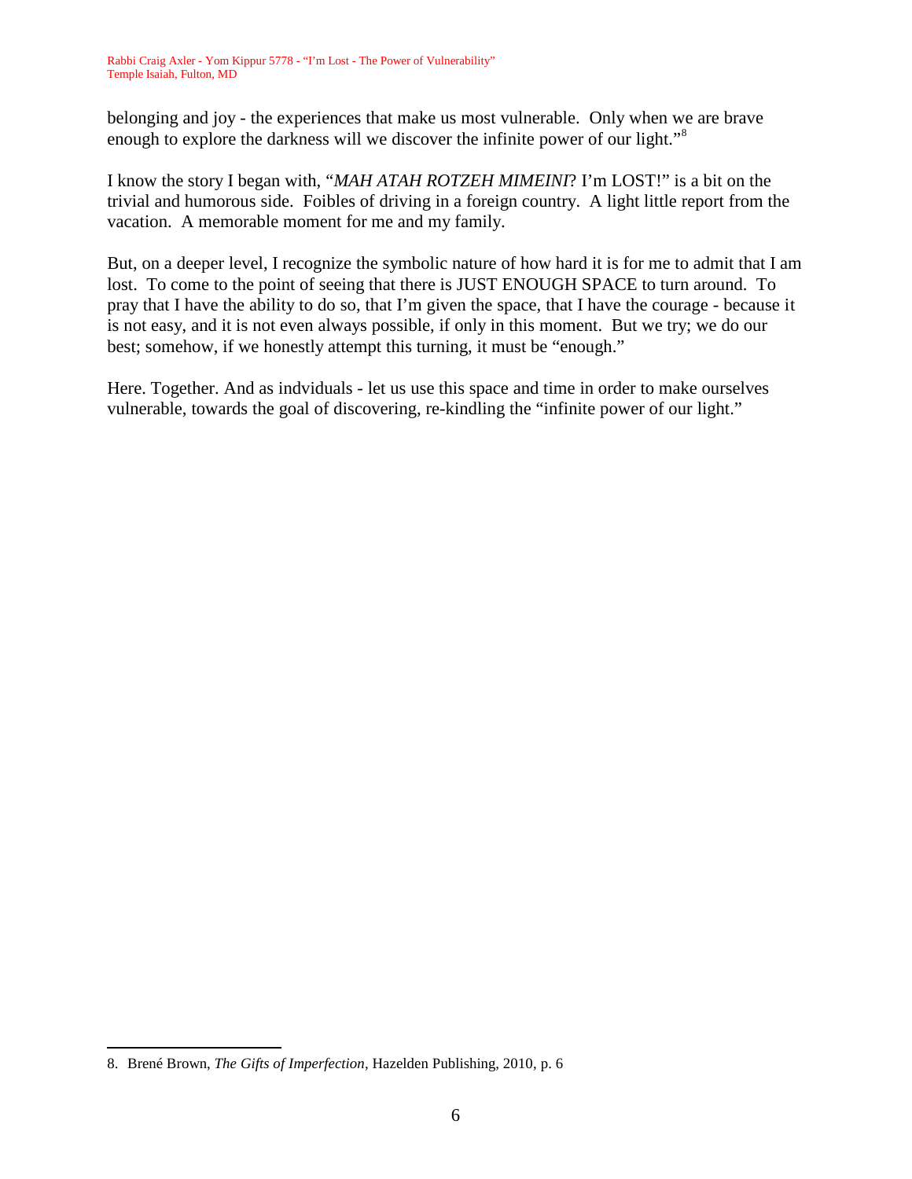belonging and joy - the experiences that make us most vulnerable. Only when we are brave enough to explore the darkness will we discover the infinite power of our light."[8]

I know the story I began with, "*MAH ATAH ROTZEH MIMEINI*? I'm LOST!" is a bit on the trivial and humorous side. Foibles of driving in a foreign country. A light little report from the vacation. A memorable moment for me and my family.

But, on a deeper level, I recognize the symbolic nature of how hard it is for me to admit that I am lost. To come to the point of seeing that there is JUST ENOUGH SPACE to turn around. To pray that I have the ability to do so, that I'm given the space, that I have the courage - because it is not easy, and it is not even always possible, if only in this moment. But we try; we do our best; somehow, if we honestly attempt this turning, it must be "enough."

Here. Together. And as indviduals - let us use this space and time in order to make ourselves vulnerable, towards the goal of discovering, re-kindling the "infinite power of our light."

---

8. Brené Brown, *The Gifts of Imperfection*, Hazelden Publishing, 2010, p. 6